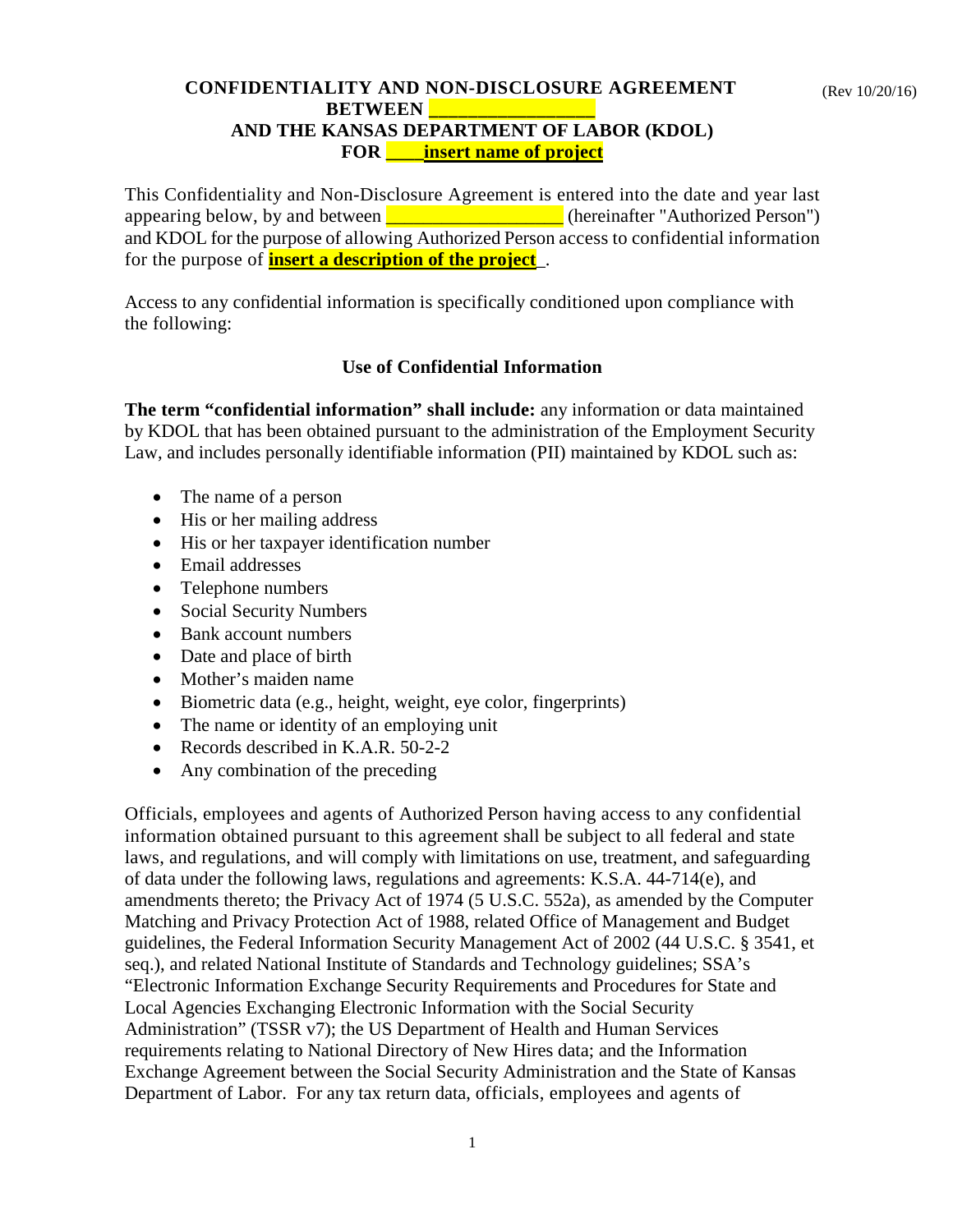# CONFIDENTIALITY AND NON-DISCLOSURE AGREEMENT BETWEEN ________________ AND THE KANSAS DEPARTMENT OF LABOR (KDOL) FOR ____insert name of project

(Rev 10/20/16)

This Confidentiality and Non-Disclosure Agreement is entered into the date and year last appearing below, by and between __________________ (hereinafter "Authorized Person") and KDOL for the purpose of allowing Authorized Person access to confidential information for the purpose of **insert a description of the project**_.

Access to any confidential information is specifically conditioned upon compliance with the following:

## Use of Confidential Information

**The term "confidential information" shall include:** any information or data maintained by KDOL that has been obtained pursuant to the administration of the Employment Security Law, and includes personally identifiable information (PII) maintained by KDOL such as:

- The name of a person
- His or her mailing address
- His or her taxpayer identification number
- Email addresses
- Telephone numbers
- Social Security Numbers
- Bank account numbers
- Date and place of birth
- Mother's maiden name
- Biometric data (e.g., height, weight, eye color, fingerprints)
- The name or identity of an employing unit
- Records described in K.A.R. 50-2-2
- Any combination of the preceding

Officials, employees and agents of Authorized Person having access to any confidential information obtained pursuant to this agreement shall be subject to all federal and state laws, and regulations, and will comply with limitations on use, treatment, and safeguarding of data under the following laws, regulations and agreements: K.S.A. 44-714(e), and amendments thereto; the Privacy Act of 1974 (5 U.S.C. 552a), as amended by the Computer Matching and Privacy Protection Act of 1988, related Office of Management and Budget guidelines, the Federal Information Security Management Act of 2002 (44 U.S.C. § 3541, et seq.), and related National Institute of Standards and Technology guidelines; SSA's "Electronic Information Exchange Security Requirements and Procedures for State and Local Agencies Exchanging Electronic Information with the Social Security Administration" (TSSR v7); the US Department of Health and Human Services requirements relating to National Directory of New Hires data; and the Information Exchange Agreement between the Social Security Administration and the State of Kansas Department of Labor. For any tax return data, officials, employees and agents of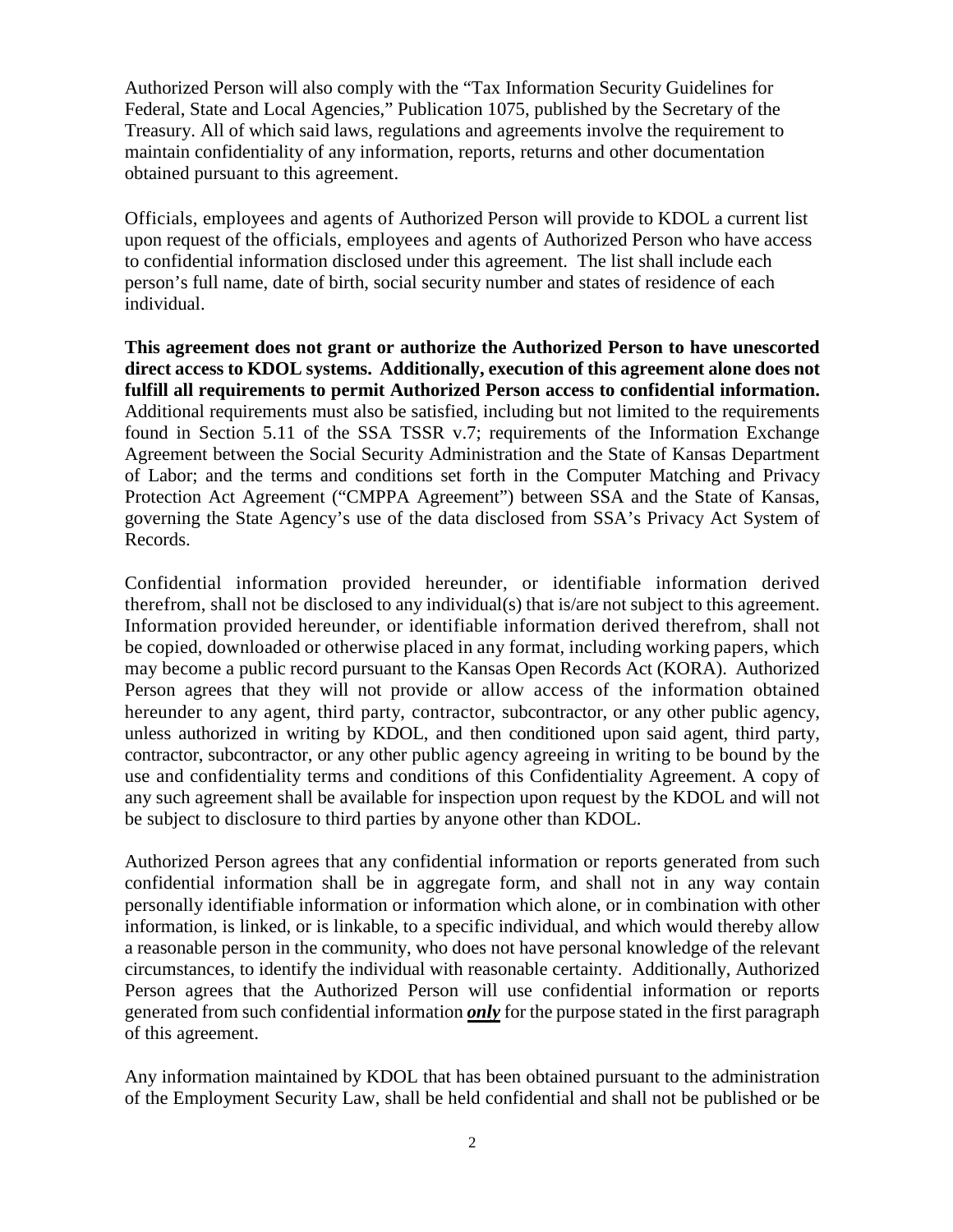Authorized Person will also comply with the "Tax Information Security Guidelines for Federal, State and Local Agencies," Publication 1075, published by the Secretary of the Treasury. All of which said laws, regulations and agreements involve the requirement to maintain confidentiality of any information, reports, returns and other documentation obtained pursuant to this agreement.

Officials, employees and agents of Authorized Person will provide to KDOL a current list upon request of the officials, employees and agents of Authorized Person who have access to confidential information disclosed under this agreement. The list shall include each person's full name, date of birth, social security number and states of residence of each individual.

**This agreement does not grant or authorize the Authorized Person to have unescorted direct access to KDOL systems. Additionally, execution of this agreement alone does not fulfill all requirements to permit Authorized Person access to confidential information.** Additional requirements must also be satisfied, including but not limited to the requirements found in Section 5.11 of the SSA TSSR v.7; requirements of the Information Exchange Agreement between the Social Security Administration and the State of Kansas Department of Labor; and the terms and conditions set forth in the Computer Matching and Privacy Protection Act Agreement ("CMPPA Agreement") between SSA and the State of Kansas, governing the State Agency's use of the data disclosed from SSA's Privacy Act System of Records.

Confidential information provided hereunder, or identifiable information derived therefrom, shall not be disclosed to any individual(s) that is/are not subject to this agreement. Information provided hereunder, or identifiable information derived therefrom, shall not be copied, downloaded or otherwise placed in any format, including working papers, which may become a public record pursuant to the Kansas Open Records Act (KORA). Authorized Person agrees that they will not provide or allow access of the information obtained hereunder to any agent, third party, contractor, subcontractor, or any other public agency, unless authorized in writing by KDOL, and then conditioned upon said agent, third party, contractor, subcontractor, or any other public agency agreeing in writing to be bound by the use and confidentiality terms and conditions of this Confidentiality Agreement. A copy of any such agreement shall be available for inspection upon request by the KDOL and will not be subject to disclosure to third parties by anyone other than KDOL.

Authorized Person agrees that any confidential information or reports generated from such confidential information shall be in aggregate form, and shall not in any way contain personally identifiable information or information which alone, or in combination with other information, is linked, or is linkable, to a specific individual, and which would thereby allow a reasonable person in the community, who does not have personal knowledge of the relevant circumstances, to identify the individual with reasonable certainty. Additionally, Authorized Person agrees that the Authorized Person will use confidential information or reports generated from such confidential information ***only*** for the purpose stated in the first paragraph of this agreement.

Any information maintained by KDOL that has been obtained pursuant to the administration of the Employment Security Law, shall be held confidential and shall not be published or be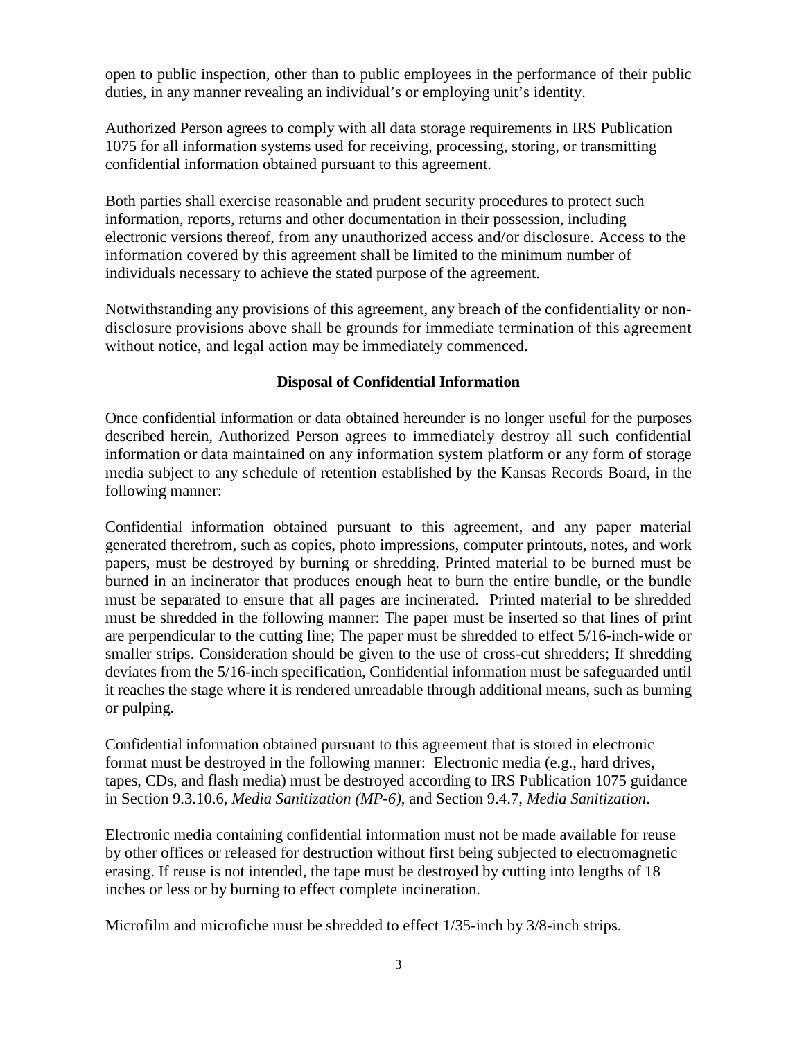open to public inspection, other than to public employees in the performance of their public duties, in any manner revealing an individual's or employing unit's identity.

Authorized Person agrees to comply with all data storage requirements in IRS Publication 1075 for all information systems used for receiving, processing, storing, or transmitting confidential information obtained pursuant to this agreement.

Both parties shall exercise reasonable and prudent security procedures to protect such information, reports, returns and other documentation in their possession, including electronic versions thereof, from any unauthorized access and/or disclosure. Access to the information covered by this agreement shall be limited to the minimum number of individuals necessary to achieve the stated purpose of the agreement.

Notwithstanding any provisions of this agreement, any breach of the confidentiality or non-disclosure provisions above shall be grounds for immediate termination of this agreement without notice, and legal action may be immediately commenced.

**Disposal of Confidential Information**

Once confidential information or data obtained hereunder is no longer useful for the purposes described herein, Authorized Person agrees to immediately destroy all such confidential information or data maintained on any information system platform or any form of storage media subject to any schedule of retention established by the Kansas Records Board, in the following manner:

Confidential information obtained pursuant to this agreement, and any paper material generated therefrom, such as copies, photo impressions, computer printouts, notes, and work papers, must be destroyed by burning or shredding. Printed material to be burned must be burned in an incinerator that produces enough heat to burn the entire bundle, or the bundle must be separated to ensure that all pages are incinerated. Printed material to be shredded must be shredded in the following manner: The paper must be inserted so that lines of print are perpendicular to the cutting line; The paper must be shredded to effect 5/16-inch-wide or smaller strips. Consideration should be given to the use of cross-cut shredders; If shredding deviates from the 5/16-inch specification, Confidential information must be safeguarded until it reaches the stage where it is rendered unreadable through additional means, such as burning or pulping.

Confidential information obtained pursuant to this agreement that is stored in electronic format must be destroyed in the following manner: Electronic media (e.g., hard drives, tapes, CDs, and flash media) must be destroyed according to IRS Publication 1075 guidance in Section 9.3.10.6, *Media Sanitization (MP-6)*, and Section 9.4.7, *Media Sanitization*.

Electronic media containing confidential information must not be made available for reuse by other offices or released for destruction without first being subjected to electromagnetic erasing. If reuse is not intended, the tape must be destroyed by cutting into lengths of 18 inches or less or by burning to effect complete incineration.

Microfilm and microfiche must be shredded to effect 1/35-inch by 3/8-inch strips.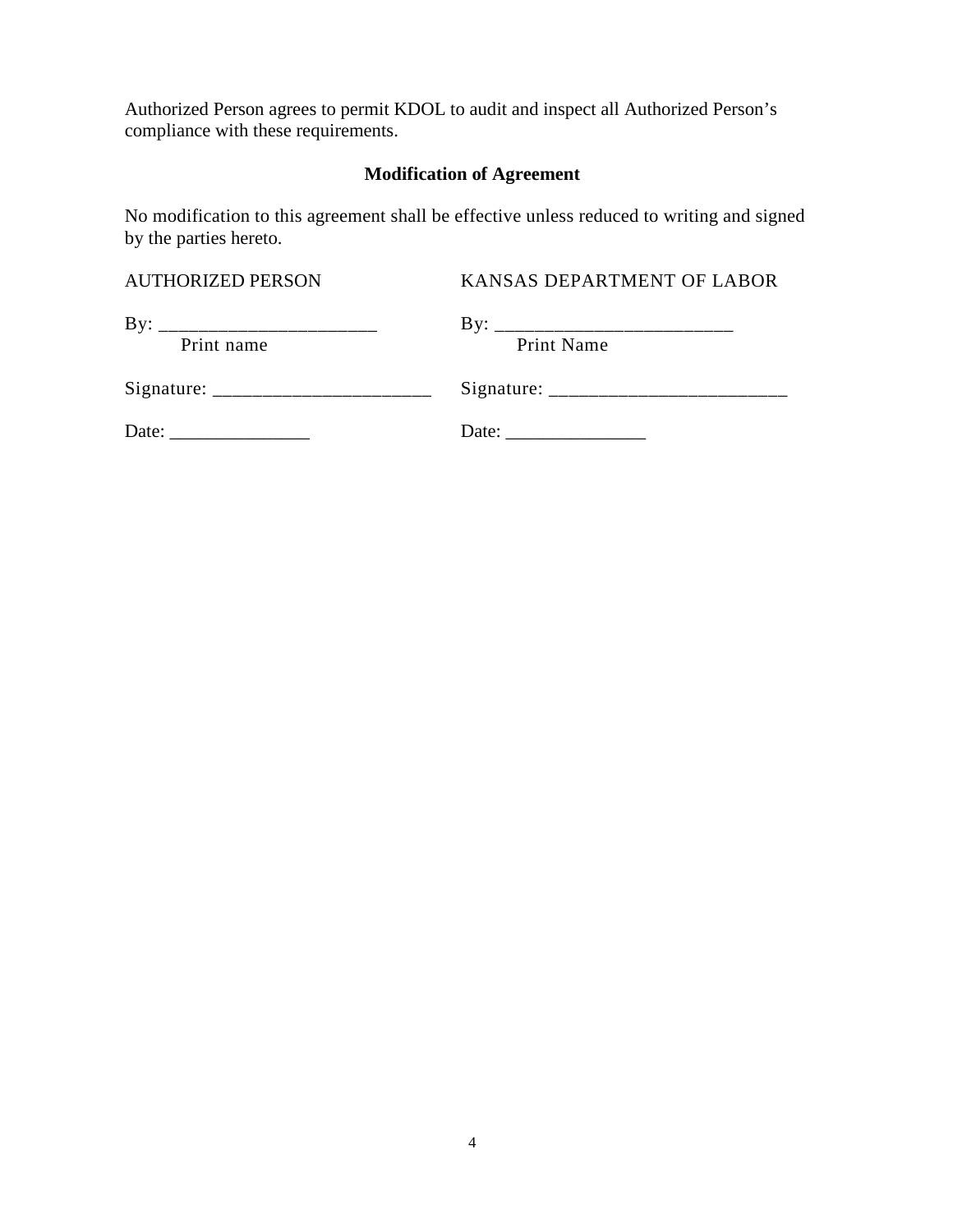Authorized Person agrees to permit KDOL to audit and inspect all Authorized Person's compliance with these requirements.

**Modification of Agreement**

No modification to this agreement shall be effective unless reduced to writing and signed by the parties hereto.

| AUTHORIZED PERSON | KANSAS DEPARTMENT OF LABOR |
|---|---|
| By: _______________________<br>Print name | By: _________________________<br>Print Name |
| Signature: ______________________ | Signature: _________________________ |
| Date: _______________ | Date: _______________ |